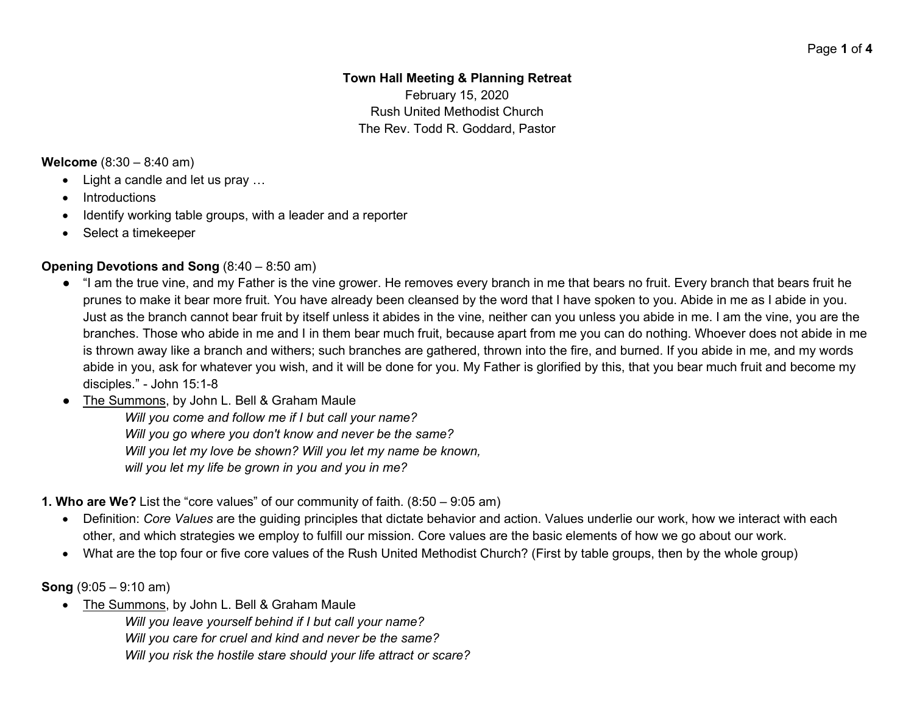**Town Hall Meeting & Planning Retreat**
February 15, 2020
Rush United Methodist Church
The Rev. Todd R. Goddard, Pastor

**Welcome** (8:30 – 8:40 am)

- Light a candle and let us pray …
- Introductions
- Identify working table groups, with a leader and a reporter
- Select a timekeeper

**Opening Devotions and Song** (8:40 – 8:50 am)

- "I am the true vine, and my Father is the vine grower. He removes every branch in me that bears no fruit. Every branch that bears fruit he prunes to make it bear more fruit. You have already been cleansed by the word that I have spoken to you. Abide in me as I abide in you. Just as the branch cannot bear fruit by itself unless it abides in the vine, neither can you unless you abide in me. I am the vine, you are the branches. Those who abide in me and I in them bear much fruit, because apart from me you can do nothing. Whoever does not abide in me is thrown away like a branch and withers; such branches are gathered, thrown into the fire, and burned. If you abide in me, and my words abide in you, ask for whatever you wish, and it will be done for you. My Father is glorified by this, that you bear much fruit and become my disciples." - John 15:1-8
- The Summons, by John L. Bell & Graham Maule

    *Will you come and follow me if I but call your name?*
    *Will you go where you don't know and never be the same?*
    *Will you let my love be shown? Will you let my name be known,*
    *will you let my life be grown in you and you in me?*

**1. Who are We?** List the "core values" of our community of faith. (8:50 – 9:05 am)

- Definition: *Core Values* are the guiding principles that dictate behavior and action. Values underlie our work, how we interact with each other, and which strategies we employ to fulfill our mission. Core values are the basic elements of how we go about our work.
- What are the top four or five core values of the Rush United Methodist Church? (First by table groups, then by the whole group)

**Song** (9:05 – 9:10 am)

- The Summons, by John L. Bell & Graham Maule

    *Will you leave yourself behind if I but call your name?*
    *Will you care for cruel and kind and never be the same?*
    *Will you risk the hostile stare should your life attract or scare?*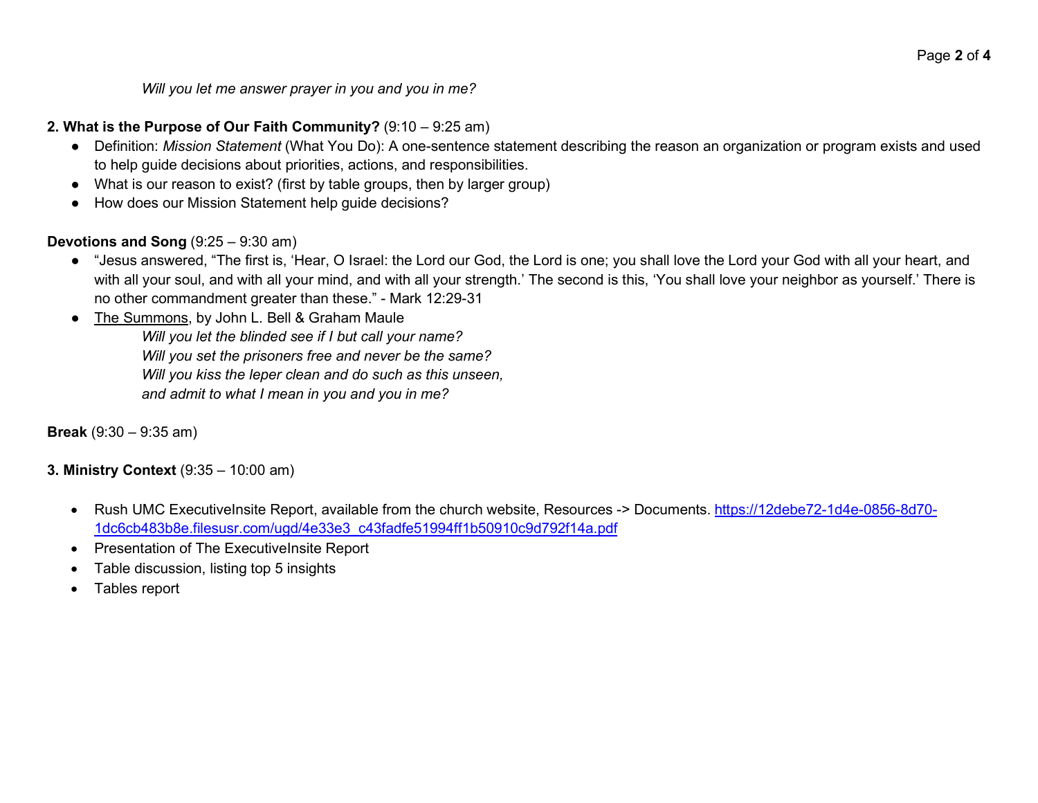*Will you let me answer prayer in you and you in me?*

**2. What is the Purpose of Our Faith Community?** (9:10 – 9:25 am)

- Definition: *Mission Statement* (What You Do): A one-sentence statement describing the reason an organization or program exists and used to help guide decisions about priorities, actions, and responsibilities.
- What is our reason to exist? (first by table groups, then by larger group)
- How does our Mission Statement help guide decisions?

**Devotions and Song** (9:25 – 9:30 am)

- "Jesus answered, "The first is, 'Hear, O Israel: the Lord our God, the Lord is one; you shall love the Lord your God with all your heart, and with all your soul, and with all your mind, and with all your strength.' The second is this, 'You shall love your neighbor as yourself.' There is no other commandment greater than these." - Mark 12:29-31
- <u>The Summons</u>, by John L. Bell & Graham Maule

  *Will you let the blinded see if I but call your name?*
  *Will you set the prisoners free and never be the same?*
  *Will you kiss the leper clean and do such as this unseen,*
  *and admit to what I mean in you and you in me?*

**Break** (9:30 – 9:35 am)

**3. Ministry Context** (9:35 – 10:00 am)

- Rush UMC ExecutiveInsite Report, available from the church website, Resources -> Documents. https://12debe72-1d4e-0856-8d70-1dc6cb483b8e.filesusr.com/ugd/4e33e3_c43fadfe51994ff1b50910c9d792f14a.pdf
- Presentation of The ExecutiveInsite Report
- Table discussion, listing top 5 insights
- Tables report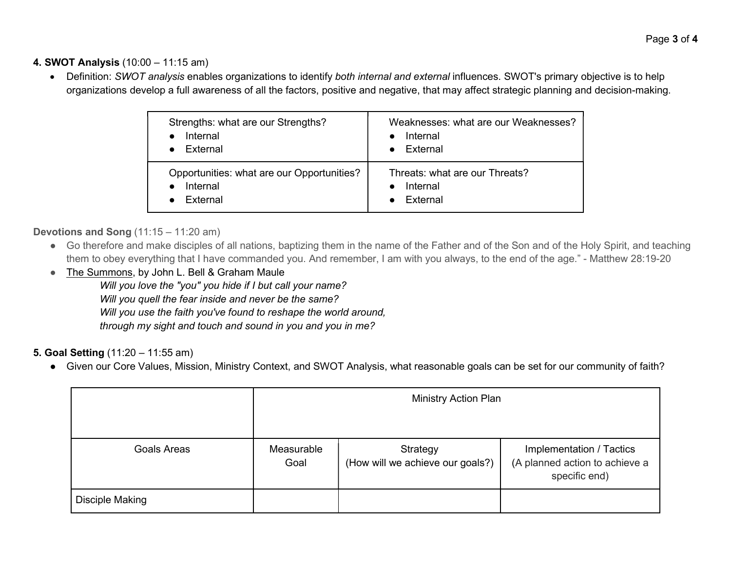**4. SWOT Analysis** (10:00 – 11:15 am)

- Definition: *SWOT analysis* enables organizations to identify *both internal and external* influences. SWOT's primary objective is to help organizations develop a full awareness of all the factors, positive and negative, that may affect strategic planning and decision-making.

| | |
|---|---|
| Strengths: what are our Strengths?<br>● Internal<br>● External | Weaknesses: what are our Weaknesses?<br>● Internal<br>● External |
| Opportunities: what are our Opportunities?<br>● Internal<br>● External | Threats: what are our Threats?<br>● Internal<br>● External |

**Devotions and Song** (11:15 – 11:20 am)

- Go therefore and make disciples of all nations, baptizing them in the name of the Father and of the Son and of the Holy Spirit, and teaching them to obey everything that I have commanded you. And remember, I am with you always, to the end of the age." - Matthew 28:19-20
- The Summons, by John L. Bell & Graham Maule

  *Will you love the "you" you hide if I but call your name?*
  *Will you quell the fear inside and never be the same?*
  *Will you use the faith you've found to reshape the world around,*
  *through my sight and touch and sound in you and you in me?*

**5. Goal Setting** (11:20 – 11:55 am)

- Given our Core Values, Mission, Ministry Context, and SWOT Analysis, what reasonable goals can be set for our community of faith?

| | Ministry Action Plan | | |
|---|---|---|---|
| Goals Areas | Measurable Goal | Strategy (How will we achieve our goals?) | Implementation / Tactics (A planned action to achieve a specific end) |
| Disciple Making | | | |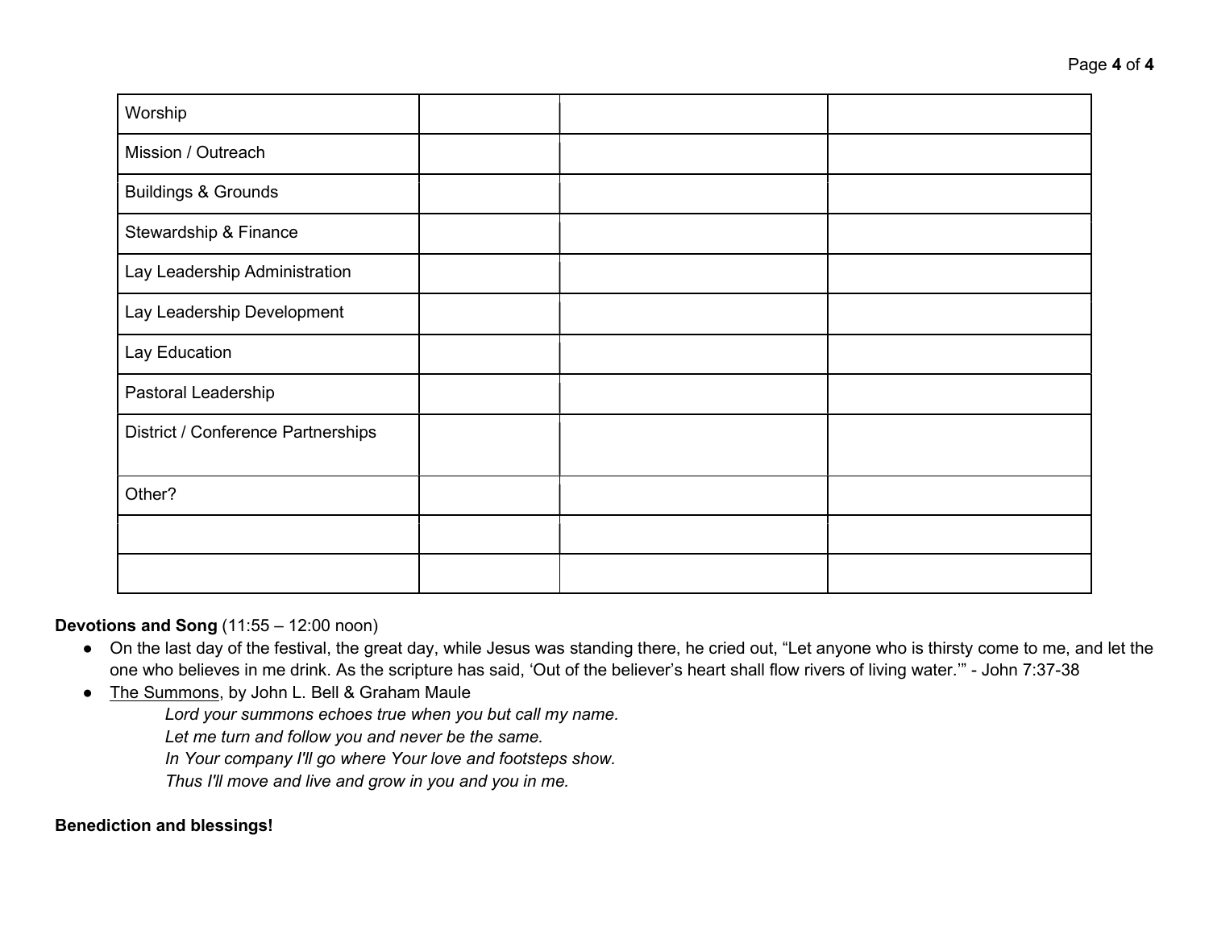| | | | |
|---|---|---|---|
| Worship | | | |
| Mission / Outreach | | | |
| Buildings & Grounds | | | |
| Stewardship & Finance | | | |
| Lay Leadership Administration | | | |
| Lay Leadership Development | | | |
| Lay Education | | | |
| Pastoral Leadership | | | |
| District / Conference Partnerships | | | |
| Other? | | | |
| | | | |
| | | | |

**Devotions and Song** (11:55 – 12:00 noon)

- On the last day of the festival, the great day, while Jesus was standing there, he cried out, "Let anyone who is thirsty come to me, and let the one who believes in me drink. As the scripture has said, 'Out of the believer's heart shall flow rivers of living water.'" - John 7:37-38
- The Summons, by John L. Bell & Graham Maule

  *Lord your summons echoes true when you but call my name.*
  *Let me turn and follow you and never be the same.*
  *In Your company I'll go where Your love and footsteps show.*
  *Thus I'll move and live and grow in you and you in me.*

**Benediction and blessings!**